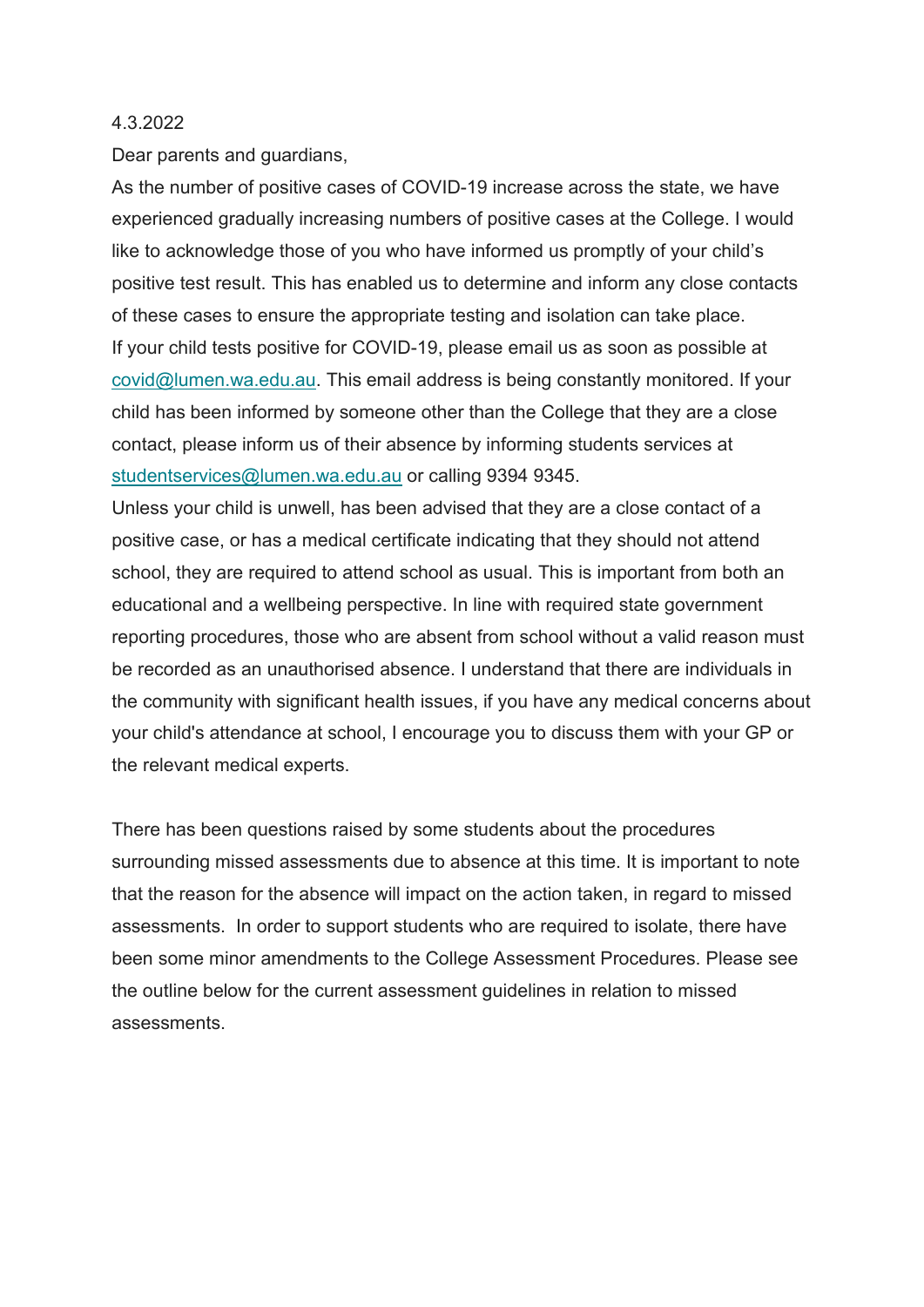4.3.2022

Dear parents and guardians,

As the number of positive cases of COVID-19 increase across the state, we have experienced gradually increasing numbers of positive cases at the College. I would like to acknowledge those of you who have informed us promptly of your child's positive test result. This has enabled us to determine and inform any close contacts of these cases to ensure the appropriate testing and isolation can take place.

If your child tests positive for COVID-19, please email us as soon as possible at covid@lumen.wa.edu.au. This email address is being constantly monitored. If your child has been informed by someone other than the College that they are a close contact, please inform us of their absence by informing students services at studentservices@lumen.wa.edu.au or calling 9394 9345.

Unless your child is unwell, has been advised that they are a close contact of a positive case, or has a medical certificate indicating that they should not attend school, they are required to attend school as usual. This is important from both an educational and a wellbeing perspective. In line with required state government reporting procedures, those who are absent from school without a valid reason must be recorded as an unauthorised absence. I understand that there are individuals in the community with significant health issues, if you have any medical concerns about your child's attendance at school, I encourage you to discuss them with your GP or the relevant medical experts.

There has been questions raised by some students about the procedures surrounding missed assessments due to absence at this time. It is important to note that the reason for the absence will impact on the action taken, in regard to missed assessments. In order to support students who are required to isolate, there have been some minor amendments to the College Assessment Procedures. Please see the outline below for the current assessment guidelines in relation to missed assessments.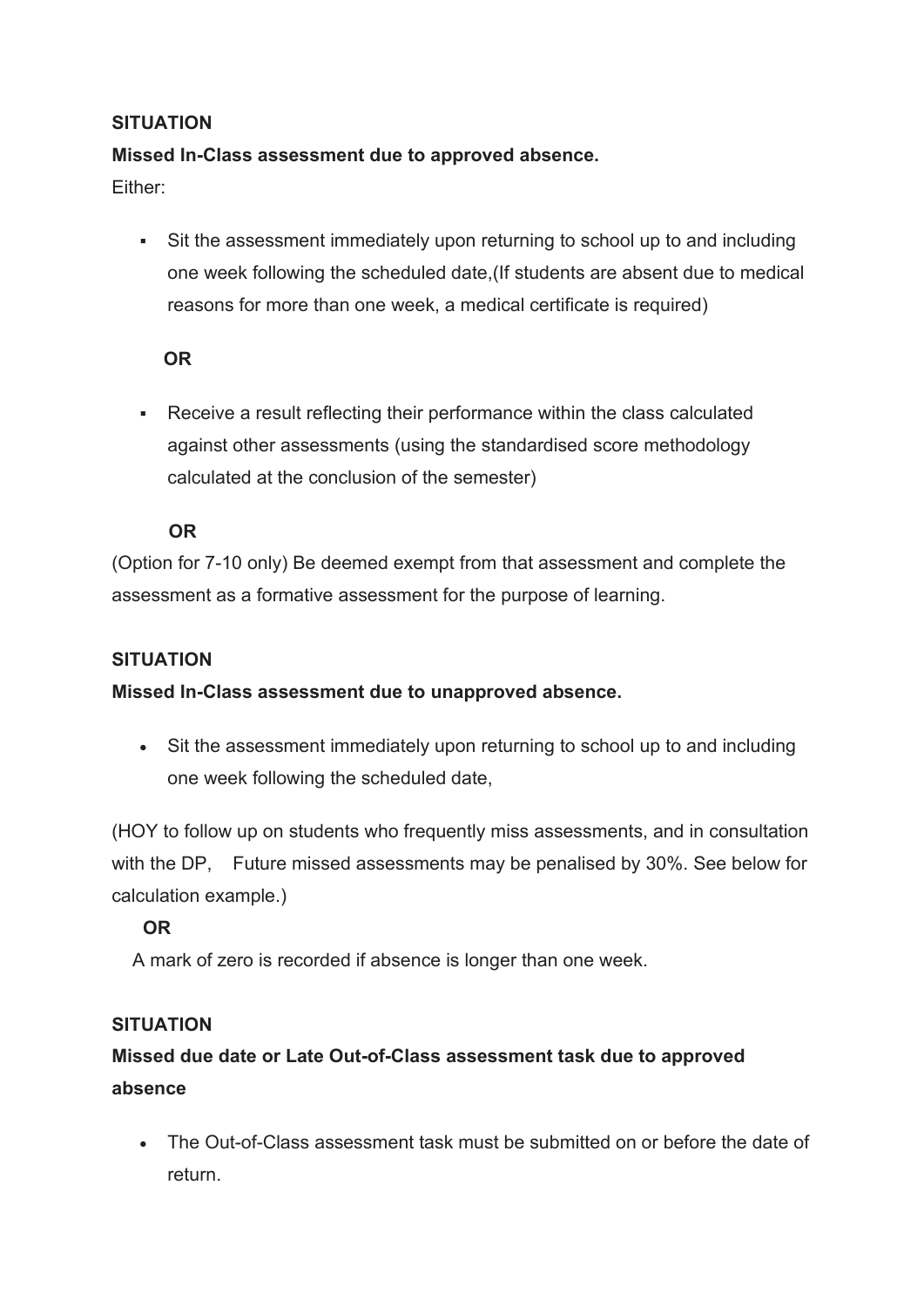**SITUATION**

**Missed In-Class assessment due to approved absence.**

Either:

- Sit the assessment immediately upon returning to school up to and including one week following the scheduled date,(If students are absent due to medical reasons for more than one week, a medical certificate is required)

  **OR**

- Receive a result reflecting their performance within the class calculated against other assessments (using the standardised score methodology calculated at the conclusion of the semester)

  **OR**

(Option for 7-10 only) Be deemed exempt from that assessment and complete the assessment as a formative assessment for the purpose of learning.

**SITUATION**

**Missed In-Class assessment due to unapproved absence.**

- Sit the assessment immediately upon returning to school up to and including one week following the scheduled date,

(HOY to follow up on students who frequently miss assessments, and in consultation with the DP, Future missed assessments may be penalised by 30%. See below for calculation example.)

**OR**

A mark of zero is recorded if absence is longer than one week.

**SITUATION**

**Missed due date or Late Out-of-Class assessment task due to approved absence**

- The Out-of-Class assessment task must be submitted on or before the date of return.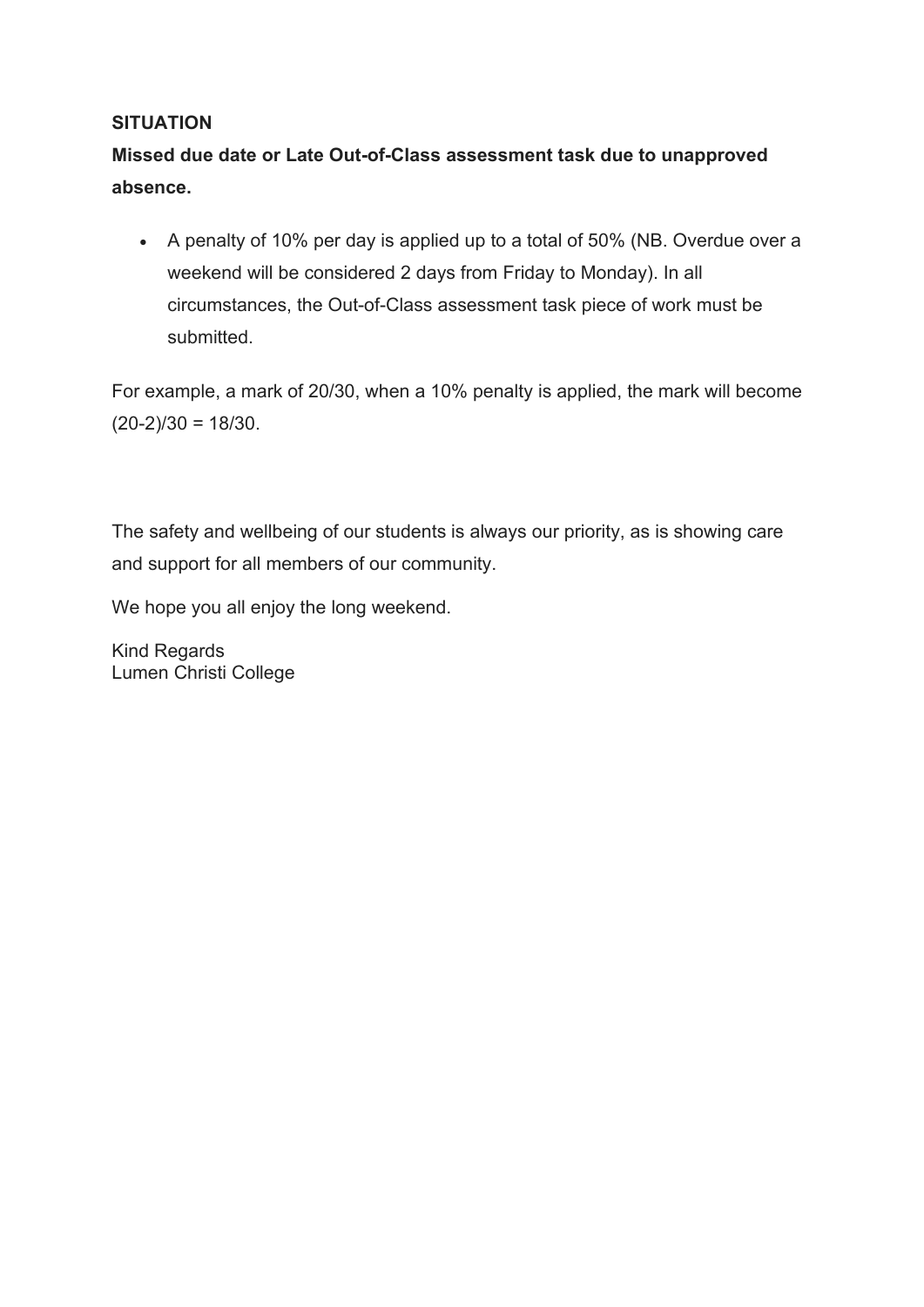**SITUATION**

**Missed due date or Late Out-of-Class assessment task due to unapproved absence.**

- A penalty of 10% per day is applied up to a total of 50% (NB. Overdue over a weekend will be considered 2 days from Friday to Monday). In all circumstances, the Out-of-Class assessment task piece of work must be submitted.

For example, a mark of 20/30, when a 10% penalty is applied, the mark will become (20-2)/30 = 18/30.

The safety and wellbeing of our students is always our priority, as is showing care and support for all members of our community.

We hope you all enjoy the long weekend.

Kind Regards
Lumen Christi College